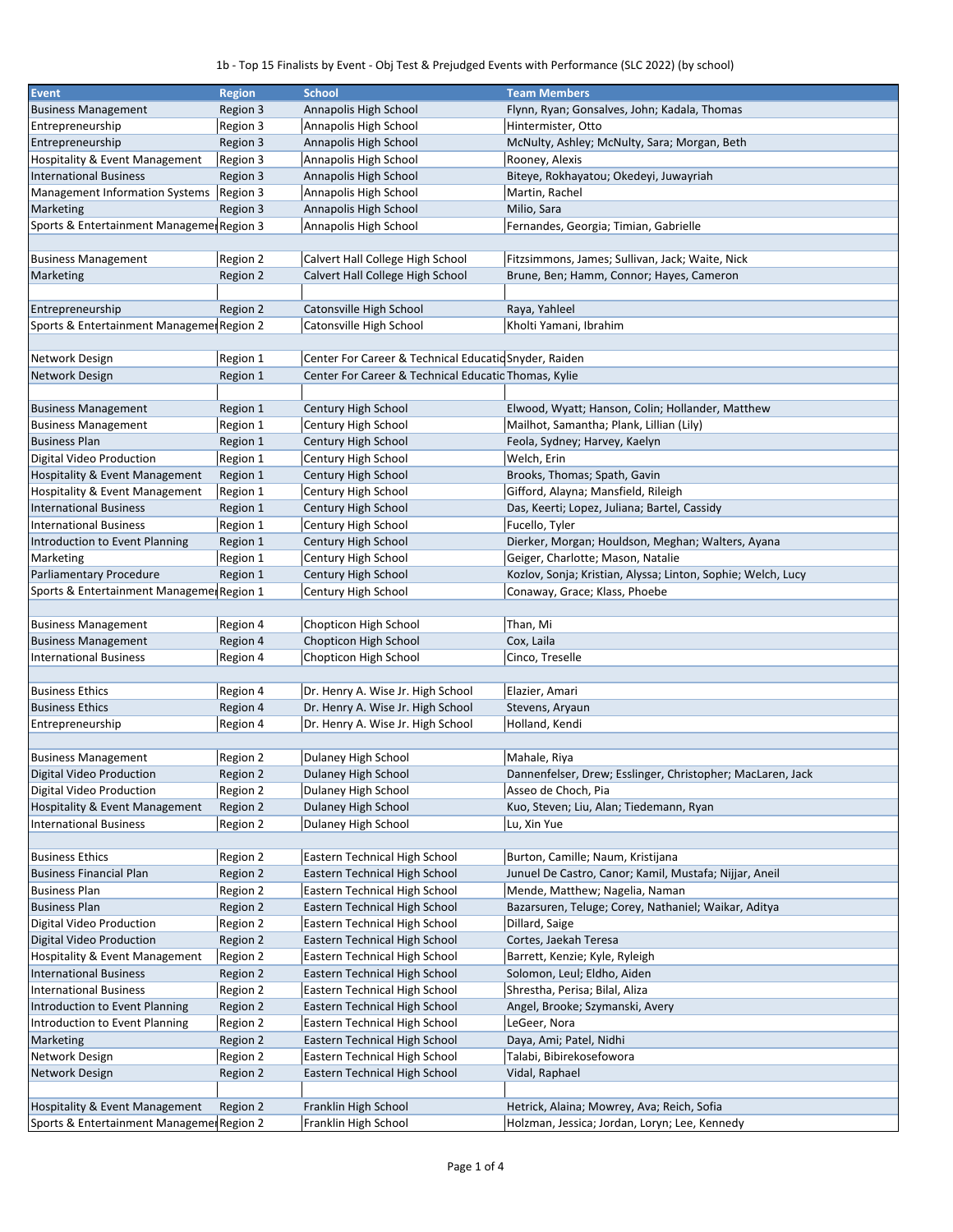1b - Top 15 Finalists by Event - Obj Test & Prejudged Events with Performance (SLC 2022) (by school)

| Event | Region | School | Team Members |
|---|---|---|---|
| Business Management | Region 3 | Annapolis High School | Flynn, Ryan; Gonsalves, John; Kadala, Thomas |
| Entrepreneurship | Region 3 | Annapolis High School | Hintermister, Otto |
| Entrepreneurship | Region 3 | Annapolis High School | McNulty, Ashley; McNulty, Sara; Morgan, Beth |
| Hospitality & Event Management | Region 3 | Annapolis High School | Rooney, Alexis |
| International Business | Region 3 | Annapolis High School | Biteye, Rokhayatou; Okedeyi, Juwayriah |
| Management Information Systems | Region 3 | Annapolis High School | Martin, Rachel |
| Marketing | Region 3 | Annapolis High School | Milio, Sara |
| Sports & Entertainment Manageme | Region 3 | Annapolis High School | Fernandes, Georgia; Timian, Gabrielle |
| | | | |
| Business Management | Region 2 | Calvert Hall College High School | Fitzsimmons, James; Sullivan, Jack; Waite, Nick |
| Marketing | Region 2 | Calvert Hall College High School | Brune, Ben; Hamm, Connor; Hayes, Cameron |
| | | | |
| Entrepreneurship | Region 2 | Catonsville High School | Raya, Yahleel |
| Sports & Entertainment Manageme | Region 2 | Catonsville High School | Kholti Yamani, Ibrahim |
| | | | |
| Network Design | Region 1 | Center For Career & Technical Educatio | Snyder, Raiden |
| Network Design | Region 1 | Center For Career & Technical Educatic | Thomas, Kylie |
| | | | |
| Business Management | Region 1 | Century High School | Elwood, Wyatt; Hanson, Colin; Hollander, Matthew |
| Business Management | Region 1 | Century High School | Mailhot, Samantha; Plank, Lillian (Lily) |
| Business Plan | Region 1 | Century High School | Feola, Sydney; Harvey, Kaelyn |
| Digital Video Production | Region 1 | Century High School | Welch, Erin |
| Hospitality & Event Management | Region 1 | Century High School | Brooks, Thomas; Spath, Gavin |
| Hospitality & Event Management | Region 1 | Century High School | Gifford, Alayna; Mansfield, Rileigh |
| International Business | Region 1 | Century High School | Das, Keerti; Lopez, Juliana; Bartel, Cassidy |
| International Business | Region 1 | Century High School | Fucello, Tyler |
| Introduction to Event Planning | Region 1 | Century High School | Dierker, Morgan; Houldson, Meghan; Walters, Ayana |
| Marketing | Region 1 | Century High School | Geiger, Charlotte; Mason, Natalie |
| Parliamentary Procedure | Region 1 | Century High School | Kozlov, Sonja; Kristian, Alyssa; Linton, Sophie; Welch, Lucy |
| Sports & Entertainment Manageme | Region 1 | Century High School | Conaway, Grace; Klass, Phoebe |
| | | | |
| Business Management | Region 4 | Chopticon High School | Than, Mi |
| Business Management | Region 4 | Chopticon High School | Cox, Laila |
| International Business | Region 4 | Chopticon High School | Cinco, Treselle |
| | | | |
| Business Ethics | Region 4 | Dr. Henry A. Wise Jr. High School | Elazier, Amari |
| Business Ethics | Region 4 | Dr. Henry A. Wise Jr. High School | Stevens, Aryaun |
| Entrepreneurship | Region 4 | Dr. Henry A. Wise Jr. High School | Holland, Kendi |
| | | | |
| Business Management | Region 2 | Dulaney High School | Mahale, Riya |
| Digital Video Production | Region 2 | Dulaney High School | Dannenfelser, Drew; Esslinger, Christopher; MacLaren, Jack |
| Digital Video Production | Region 2 | Dulaney High School | Asseo de Choch, Pia |
| Hospitality & Event Management | Region 2 | Dulaney High School | Kuo, Steven; Liu, Alan; Tiedemann, Ryan |
| International Business | Region 2 | Dulaney High School | Lu, Xin Yue |
| | | | |
| Business Ethics | Region 2 | Eastern Technical High School | Burton, Camille; Naum, Kristijana |
| Business Financial Plan | Region 2 | Eastern Technical High School | Junuel De Castro, Canor; Kamil, Mustafa; Nijjar, Aneil |
| Business Plan | Region 2 | Eastern Technical High School | Mende, Matthew; Nagelia, Naman |
| Business Plan | Region 2 | Eastern Technical High School | Bazarsuren, Teluge; Corey, Nathaniel; Waikar, Aditya |
| Digital Video Production | Region 2 | Eastern Technical High School | Dillard, Saige |
| Digital Video Production | Region 2 | Eastern Technical High School | Cortes, Jaekah Teresa |
| Hospitality & Event Management | Region 2 | Eastern Technical High School | Barrett, Kenzie; Kyle, Ryleigh |
| International Business | Region 2 | Eastern Technical High School | Solomon, Leul; Eldho, Aiden |
| International Business | Region 2 | Eastern Technical High School | Shrestha, Perisa; Bilal, Aliza |
| Introduction to Event Planning | Region 2 | Eastern Technical High School | Angel, Brooke; Szymanski, Avery |
| Introduction to Event Planning | Region 2 | Eastern Technical High School | LeGeer, Nora |
| Marketing | Region 2 | Eastern Technical High School | Daya, Ami; Patel, Nidhi |
| Network Design | Region 2 | Eastern Technical High School | Talabi, Bibirekosefowora |
| Network Design | Region 2 | Eastern Technical High School | Vidal, Raphael |
| | | | |
| Hospitality & Event Management | Region 2 | Franklin High School | Hetrick, Alaina; Mowrey, Ava; Reich, Sofia |
| Sports & Entertainment Manageme | Region 2 | Franklin High School | Holzman, Jessica; Jordan, Loryn; Lee, Kennedy |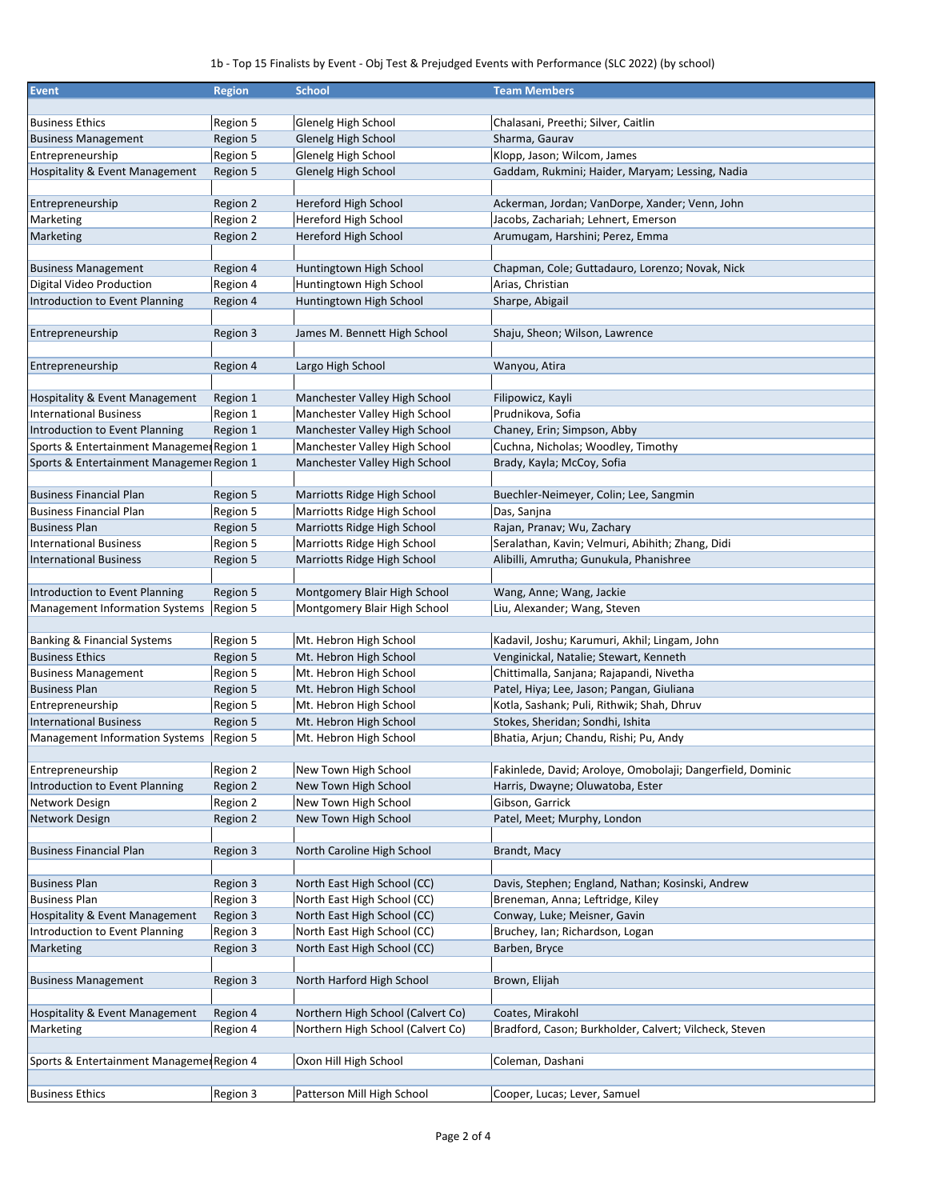1b - Top 15 Finalists by Event - Obj Test & Prejudged Events with Performance (SLC 2022) (by school)

| Event | Region | School | Team Members |
|---|---|---|---|
| | | | |
| Business Ethics | Region 5 | Glenelg High School | Chalasani, Preethi; Silver, Caitlin |
| Business Management | Region 5 | Glenelg High School | Sharma, Gaurav |
| Entrepreneurship | Region 5 | Glenelg High School | Klopp, Jason; Wilcom, James |
| Hospitality & Event Management | Region 5 | Glenelg High School | Gaddam, Rukmini; Haider, Maryam; Lessing, Nadia |
| | | | |
| Entrepreneurship | Region 2 | Hereford High School | Ackerman, Jordan; VanDorpe, Xander; Venn, John |
| Marketing | Region 2 | Hereford High School | Jacobs, Zachariah; Lehnert, Emerson |
| Marketing | Region 2 | Hereford High School | Arumugam, Harshini; Perez, Emma |
| | | | |
| Business Management | Region 4 | Huntingtown High School | Chapman, Cole; Guttadauro, Lorenzo; Novak, Nick |
| Digital Video Production | Region 4 | Huntingtown High School | Arias, Christian |
| Introduction to Event Planning | Region 4 | Huntingtown High School | Sharpe, Abigail |
| | | | |
| Entrepreneurship | Region 3 | James M. Bennett High School | Shaju, Sheon; Wilson, Lawrence |
| | | | |
| Entrepreneurship | Region 4 | Largo High School | Wanyou, Atira |
| | | | |
| Hospitality & Event Management | Region 1 | Manchester Valley High School | Filipowicz, Kayli |
| International Business | Region 1 | Manchester Valley High School | Prudnikova, Sofia |
| Introduction to Event Planning | Region 1 | Manchester Valley High School | Chaney, Erin; Simpson, Abby |
| Sports & Entertainment Manageme | Region 1 | Manchester Valley High School | Cuchna, Nicholas; Woodley, Timothy |
| Sports & Entertainment Manageme | Region 1 | Manchester Valley High School | Brady, Kayla; McCoy, Sofia |
| | | | |
| Business Financial Plan | Region 5 | Marriotts Ridge High School | Buechler-Neimeyer, Colin; Lee, Sangmin |
| Business Financial Plan | Region 5 | Marriotts Ridge High School | Das, Sanjna |
| Business Plan | Region 5 | Marriotts Ridge High School | Rajan, Pranav; Wu, Zachary |
| International Business | Region 5 | Marriotts Ridge High School | Seralathan, Kavin; Velmuri, Abihith; Zhang, Didi |
| International Business | Region 5 | Marriotts Ridge High School | Alibilli, Amrutha; Gunukula, Phanishree |
| | | | |
| Introduction to Event Planning | Region 5 | Montgomery Blair High School | Wang, Anne; Wang, Jackie |
| Management Information Systems | Region 5 | Montgomery Blair High School | Liu, Alexander; Wang, Steven |
| | | | |
| Banking & Financial Systems | Region 5 | Mt. Hebron High School | Kadavil, Joshu; Karumuri, Akhil; Lingam, John |
| Business Ethics | Region 5 | Mt. Hebron High School | Venginickal, Natalie; Stewart, Kenneth |
| Business Management | Region 5 | Mt. Hebron High School | Chittimalla, Sanjana; Rajapandi, Nivetha |
| Business Plan | Region 5 | Mt. Hebron High School | Patel, Hiya; Lee, Jason; Pangan, Giuliana |
| Entrepreneurship | Region 5 | Mt. Hebron High School | Kotla, Sashank; Puli, Rithwik; Shah, Dhruv |
| International Business | Region 5 | Mt. Hebron High School | Stokes, Sheridan; Sondhi, Ishita |
| Management Information Systems | Region 5 | Mt. Hebron High School | Bhatia, Arjun; Chandu, Rishi; Pu, Andy |
| | | | |
| Entrepreneurship | Region 2 | New Town High School | Fakinlede, David; Aroloye, Omobolaji; Dangerfield, Dominic |
| Introduction to Event Planning | Region 2 | New Town High School | Harris, Dwayne; Oluwatoba, Ester |
| Network Design | Region 2 | New Town High School | Gibson, Garrick |
| Network Design | Region 2 | New Town High School | Patel, Meet; Murphy, London |
| | | | |
| Business Financial Plan | Region 3 | North Caroline High School | Brandt, Macy |
| | | | |
| Business Plan | Region 3 | North East High School (CC) | Davis, Stephen; England, Nathan; Kosinski, Andrew |
| Business Plan | Region 3 | North East High School (CC) | Breneman, Anna; Leftridge, Kiley |
| Hospitality & Event Management | Region 3 | North East High School (CC) | Conway, Luke; Meisner, Gavin |
| Introduction to Event Planning | Region 3 | North East High School (CC) | Bruchey, Ian; Richardson, Logan |
| Marketing | Region 3 | North East High School (CC) | Barben, Bryce |
| | | | |
| Business Management | Region 3 | North Harford High School | Brown, Elijah |
| | | | |
| Hospitality & Event Management | Region 4 | Northern High School (Calvert Co) | Coates, Mirakohl |
| Marketing | Region 4 | Northern High School (Calvert Co) | Bradford, Cason; Burkholder, Calvert; Vilcheck, Steven |
| | | | |
| Sports & Entertainment Manageme | Region 4 | Oxon Hill High School | Coleman, Dashani |
| | | | |
| Business Ethics | Region 3 | Patterson Mill High School | Cooper, Lucas; Lever, Samuel |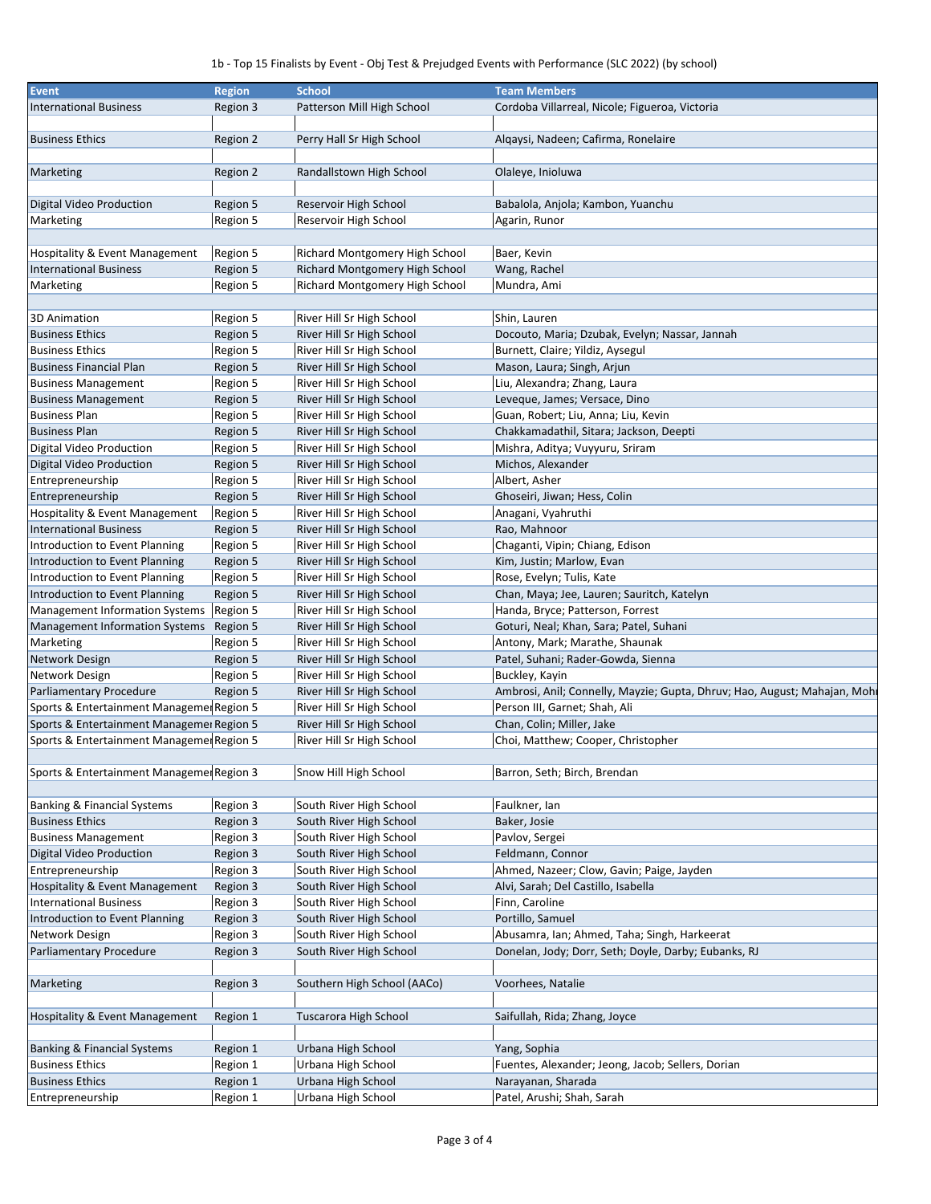1b - Top 15 Finalists by Event - Obj Test & Prejudged Events with Performance (SLC 2022) (by school)

| Event | Region | School | Team Members |
|---|---|---|---|
| International Business | Region 3 | Patterson Mill High School | Cordoba Villarreal, Nicole; Figueroa, Victoria |
| | | | |
| Business Ethics | Region 2 | Perry Hall Sr High School | Alqaysi, Nadeen; Cafirma, Ronelaire |
| | | | |
| Marketing | Region 2 | Randallstown High School | Olaleye, Inioluwa |
| | | | |
| Digital Video Production | Region 5 | Reservoir High School | Babalola, Anjola; Kambon, Yuanchu |
| Marketing | Region 5 | Reservoir High School | Agarin, Runor |
| | | | |
| Hospitality & Event Management | Region 5 | Richard Montgomery High School | Baer, Kevin |
| International Business | Region 5 | Richard Montgomery High School | Wang, Rachel |
| Marketing | Region 5 | Richard Montgomery High School | Mundra, Ami |
| | | | |
| 3D Animation | Region 5 | River Hill Sr High School | Shin, Lauren |
| Business Ethics | Region 5 | River Hill Sr High School | Docouto, Maria; Dzubak, Evelyn; Nassar, Jannah |
| Business Ethics | Region 5 | River Hill Sr High School | Burnett, Claire; Yildiz, Aysegul |
| Business Financial Plan | Region 5 | River Hill Sr High School | Mason, Laura; Singh, Arjun |
| Business Management | Region 5 | River Hill Sr High School | Liu, Alexandra; Zhang, Laura |
| Business Management | Region 5 | River Hill Sr High School | Leveque, James; Versace, Dino |
| Business Plan | Region 5 | River Hill Sr High School | Guan, Robert; Liu, Anna; Liu, Kevin |
| Business Plan | Region 5 | River Hill Sr High School | Chakkamadathil, Sitara; Jackson, Deepti |
| Digital Video Production | Region 5 | River Hill Sr High School | Mishra, Aditya; Vuyyuru, Sriram |
| Digital Video Production | Region 5 | River Hill Sr High School | Michos, Alexander |
| Entrepreneurship | Region 5 | River Hill Sr High School | Albert, Asher |
| Entrepreneurship | Region 5 | River Hill Sr High School | Ghoseiri, Jiwan; Hess, Colin |
| Hospitality & Event Management | Region 5 | River Hill Sr High School | Anagani, Vyahruthi |
| International Business | Region 5 | River Hill Sr High School | Rao, Mahnoor |
| Introduction to Event Planning | Region 5 | River Hill Sr High School | Chaganti, Vipin; Chiang, Edison |
| Introduction to Event Planning | Region 5 | River Hill Sr High School | Kim, Justin; Marlow, Evan |
| Introduction to Event Planning | Region 5 | River Hill Sr High School | Rose, Evelyn; Tulis, Kate |
| Introduction to Event Planning | Region 5 | River Hill Sr High School | Chan, Maya; Jee, Lauren; Sauritch, Katelyn |
| Management Information Systems | Region 5 | River Hill Sr High School | Handa, Bryce; Patterson, Forrest |
| Management Information Systems | Region 5 | River Hill Sr High School | Goturi, Neal; Khan, Sara; Patel, Suhani |
| Marketing | Region 5 | River Hill Sr High School | Antony, Mark; Marathe, Shaunak |
| Network Design | Region 5 | River Hill Sr High School | Patel, Suhani; Rader-Gowda, Sienna |
| Network Design | Region 5 | River Hill Sr High School | Buckley, Kayin |
| Parliamentary Procedure | Region 5 | River Hill Sr High School | Ambrosi, Anil; Connelly, Mayzie; Gupta, Dhruv; Hao, August; Mahajan, Mohi |
| Sports & Entertainment Manageme | Region 5 | River Hill Sr High School | Person III, Garnet; Shah, Ali |
| Sports & Entertainment Manageme | Region 5 | River Hill Sr High School | Chan, Colin; Miller, Jake |
| Sports & Entertainment Manageme | Region 5 | River Hill Sr High School | Choi, Matthew; Cooper, Christopher |
| | | | |
| Sports & Entertainment Manageme | Region 3 | Snow Hill High School | Barron, Seth; Birch, Brendan |
| | | | |
| Banking & Financial Systems | Region 3 | South River High School | Faulkner, Ian |
| Business Ethics | Region 3 | South River High School | Baker, Josie |
| Business Management | Region 3 | South River High School | Pavlov, Sergei |
| Digital Video Production | Region 3 | South River High School | Feldmann, Connor |
| Entrepreneurship | Region 3 | South River High School | Ahmed, Nazeer; Clow, Gavin; Paige, Jayden |
| Hospitality & Event Management | Region 3 | South River High School | Alvi, Sarah; Del Castillo, Isabella |
| International Business | Region 3 | South River High School | Finn, Caroline |
| Introduction to Event Planning | Region 3 | South River High School | Portillo, Samuel |
| Network Design | Region 3 | South River High School | Abusamra, Ian; Ahmed, Taha; Singh, Harkeerat |
| Parliamentary Procedure | Region 3 | South River High School | Donelan, Jody; Dorr, Seth; Doyle, Darby; Eubanks, RJ |
| | | | |
| Marketing | Region 3 | Southern High School (AACo) | Voorhees, Natalie |
| | | | |
| Hospitality & Event Management | Region 1 | Tuscarora High School | Saifullah, Rida; Zhang, Joyce |
| | | | |
| Banking & Financial Systems | Region 1 | Urbana High School | Yang, Sophia |
| Business Ethics | Region 1 | Urbana High School | Fuentes, Alexander; Jeong, Jacob; Sellers, Dorian |
| Business Ethics | Region 1 | Urbana High School | Narayanan, Sharada |
| Entrepreneurship | Region 1 | Urbana High School | Patel, Arushi; Shah, Sarah |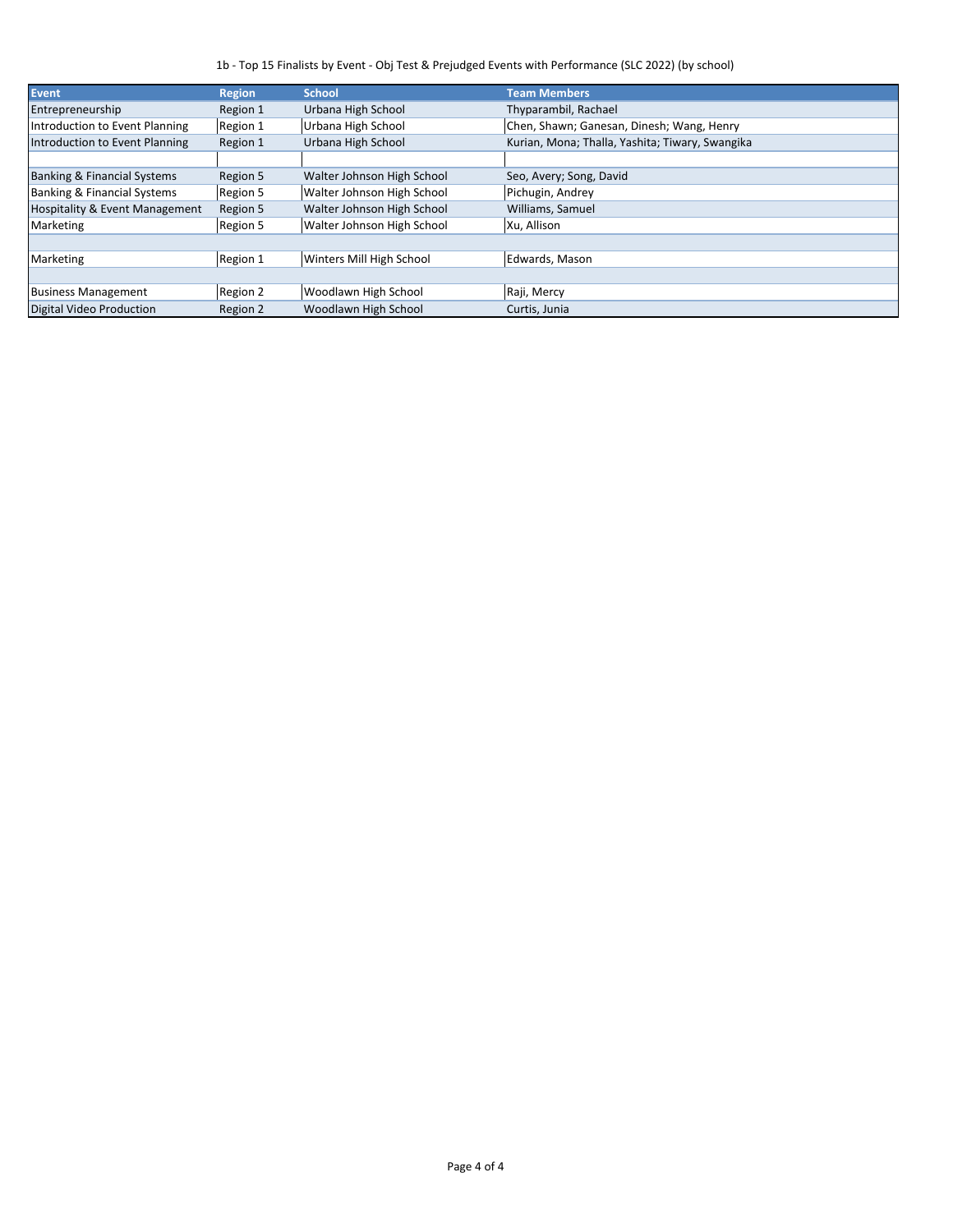1b - Top 15 Finalists by Event - Obj Test & Prejudged Events with Performance (SLC 2022) (by school)

| Event | Region | School | Team Members |
|---|---|---|---|
| Entrepreneurship | Region 1 | Urbana High School | Thyparambil, Rachael |
| Introduction to Event Planning | Region 1 | Urbana High School | Chen, Shawn; Ganesan, Dinesh; Wang, Henry |
| Introduction to Event Planning | Region 1 | Urbana High School | Kurian, Mona; Thalla, Yashita; Tiwary, Swangika |
| | | | |
| Banking & Financial Systems | Region 5 | Walter Johnson High School | Seo, Avery; Song, David |
| Banking & Financial Systems | Region 5 | Walter Johnson High School | Pichugin, Andrey |
| Hospitality & Event Management | Region 5 | Walter Johnson High School | Williams, Samuel |
| Marketing | Region 5 | Walter Johnson High School | Xu, Allison |
| | | | |
| Marketing | Region 1 | Winters Mill High School | Edwards, Mason |
| | | | |
| Business Management | Region 2 | Woodlawn High School | Raji, Mercy |
| Digital Video Production | Region 2 | Woodlawn High School | Curtis, Junia |